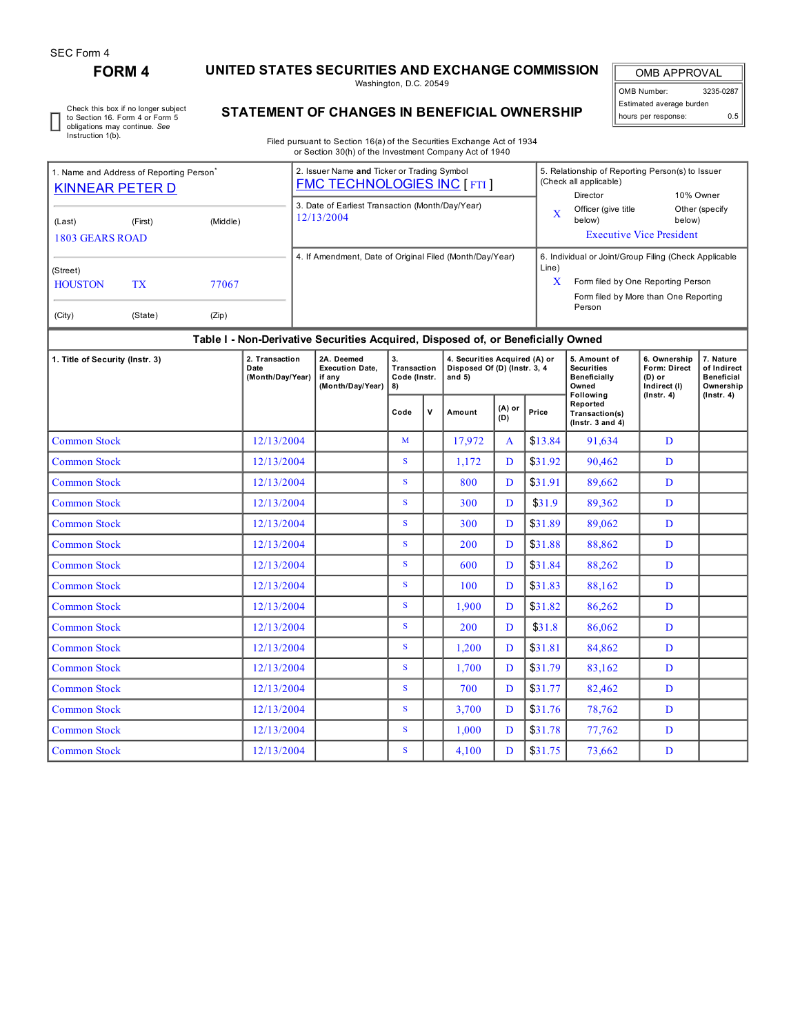SEC Form 4

# FORM 4

## UNITED STATES SECURITIES AND EXCHANGE COMMISSION

Washington, D.C. 20549

## STATEMENT OF CHANGES IN BENEFICIAL OWNERSHIP

Filed pursuant to Section 16(a) of the Securities Exchange Act of 1934 or Section 30(h) of the Investment Company Act of 1940

| OMB APPROVAL | |
|---|---|
| OMB Number: | 3235-0287 |
| Estimated average burden | |
| hours per response: | 0.5 |

☐ Check this box if no longer subject to Section 16. Form 4 or Form 5 obligations may continue. *See* Instruction 1(b).

1. Name and Address of Reporting Person*
KINNEAR PETER D

(Last) (First) (Middle)
1803 GEARS ROAD

(Street)
HOUSTON TX 77067

(City) (State) (Zip)

2. Issuer Name **and** Ticker or Trading Symbol
FMC TECHNOLOGIES INC [ FTI ]

3. Date of Earliest Transaction (Month/Day/Year)
12/13/2004

4. If Amendment, Date of Original Filed (Month/Day/Year)

5. Relationship of Reporting Person(s) to Issuer (Check all applicable)
Director
10% Owner
X Officer (give title below)
Other (specify below)
Executive Vice President

6. Individual or Joint/Group Filing (Check Applicable Line)
X Form filed by One Reporting Person
Form filed by More than One Reporting Person

**Table I - Non-Derivative Securities Acquired, Disposed of, or Beneficially Owned**

| 1. Title of Security (Instr. 3) | 2. Transaction Date (Month/Day/Year) | 2A. Deemed Execution Date, if any (Month/Day/Year) | 3. Transaction Code (Instr. 8) | | 4. Securities Acquired (A) or Disposed Of (D) (Instr. 3, 4 and 5) | | | 5. Amount of Securities Beneficially Owned Following Reported Transaction(s) (Instr. 3 and 4) | 6. Ownership Form: Direct (D) or Indirect (I) (Instr. 4) | 7. Nature of Indirect Beneficial Ownership (Instr. 4) |
|---|---|---|---|---|---|---|---|---|---|---|
| | | | Code | V | Amount | (A) or (D) | Price | | | |
| Common Stock | 12/13/2004 | | M | | 17,972 | A | $13.84 | 91,634 | D | |
| Common Stock | 12/13/2004 | | S | | 1,172 | D | $31.92 | 90,462 | D | |
| Common Stock | 12/13/2004 | | S | | 800 | D | $31.91 | 89,662 | D | |
| Common Stock | 12/13/2004 | | S | | 300 | D | $31.9 | 89,362 | D | |
| Common Stock | 12/13/2004 | | S | | 300 | D | $31.89 | 89,062 | D | |
| Common Stock | 12/13/2004 | | S | | 200 | D | $31.88 | 88,862 | D | |
| Common Stock | 12/13/2004 | | S | | 600 | D | $31.84 | 88,262 | D | |
| Common Stock | 12/13/2004 | | S | | 100 | D | $31.83 | 88,162 | D | |
| Common Stock | 12/13/2004 | | S | | 1,900 | D | $31.82 | 86,262 | D | |
| Common Stock | 12/13/2004 | | S | | 200 | D | $31.8 | 86,062 | D | |
| Common Stock | 12/13/2004 | | S | | 1,200 | D | $31.81 | 84,862 | D | |
| Common Stock | 12/13/2004 | | S | | 1,700 | D | $31.79 | 83,162 | D | |
| Common Stock | 12/13/2004 | | S | | 700 | D | $31.77 | 82,462 | D | |
| Common Stock | 12/13/2004 | | S | | 3,700 | D | $31.76 | 78,762 | D | |
| Common Stock | 12/13/2004 | | S | | 1,000 | D | $31.78 | 77,762 | D | |
| Common Stock | 12/13/2004 | | S | | 4,100 | D | $31.75 | 73,662 | D | |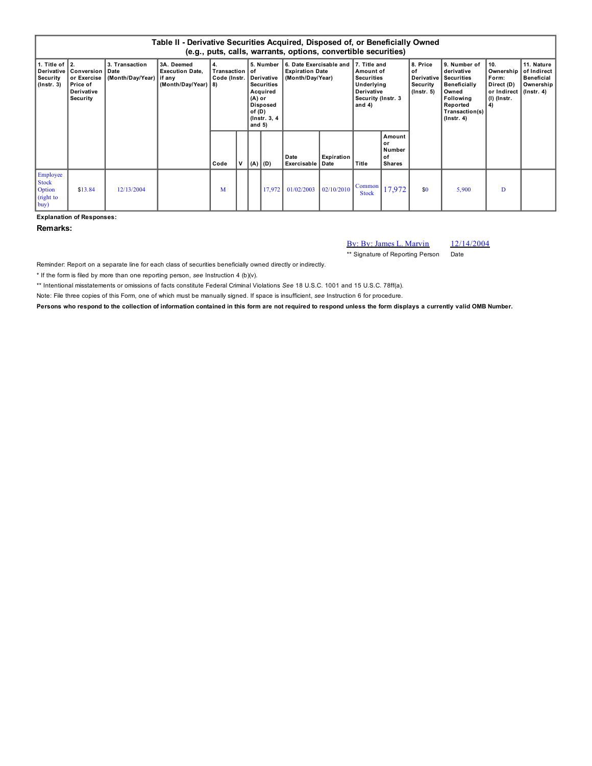| Table II - Derivative Securities Acquired, Disposed of, or Beneficially Owned (e.g., puts, calls, warrants, options, convertible securities) | | | | | | | | | | | | | | | |
|---|---|---|---|---|---|---|---|---|---|---|---|---|---|---|---|
| 1. Title of Derivative Security (Instr. 3) | 2. Conversion or Exercise Price of Derivative Security | 3. Transaction Date (Month/Day/Year) | 3A. Deemed Execution Date, if any (Month/Day/Year) | 4. Transaction Code (Instr. 8) | | 5. Number of Derivative Securities Acquired (A) or Disposed of (D) (Instr. 3, 4 and 5) | | 6. Date Exercisable and Expiration Date (Month/Day/Year) | | 7. Title and Amount of Securities Underlying Derivative Security (Instr. 3 and 4) | | 8. Price of Derivative Security (Instr. 5) | 9. Number of derivative Securities Beneficially Owned Following Reported Transaction(s) (Instr. 4) | 10. Ownership Form: Direct (D) or Indirect (I) (Instr. 4) | 11. Nature of Indirect Beneficial Ownership (Instr. 4) |
| | | | | Code | V | (A) | (D) | Date Exercisable | Expiration Date | Title | Amount or Number of Shares | | | | |
| Employee Stock Option (right to buy) | $13.84 | 12/13/2004 | | M | | | 17,972 | 01/02/2003 | 02/10/2010 | Common Stock | 17,972 | $0 | 5,900 | D | |

**Explanation of Responses:**

**Remarks:**

By: By: James L. Marvin 12/14/2004

** Signature of Reporting Person Date

Reminder: Report on a separate line for each class of securities beneficially owned directly or indirectly.

* If the form is filed by more than one reporting person, *see* Instruction 4 (b)(v).

** Intentional misstatements or omissions of facts constitute Federal Criminal Violations *See* 18 U.S.C. 1001 and 15 U.S.C. 78ff(a).

Note: File three copies of this Form, one of which must be manually signed. If space is insufficient, *see* Instruction 6 for procedure.

**Persons who respond to the collection of information contained in this form are not required to respond unless the form displays a currently valid OMB Number.**